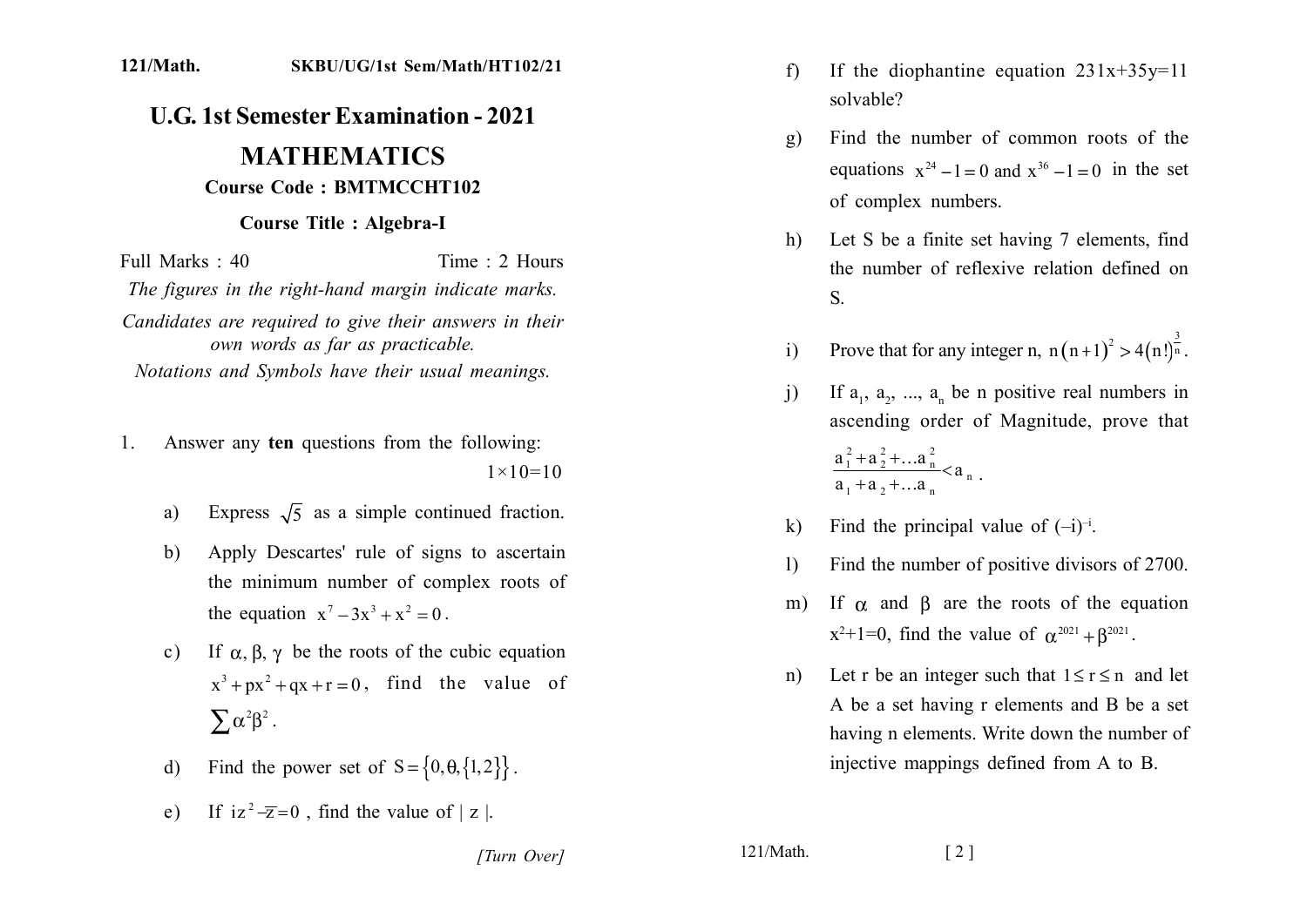121/Math. SKBU/UG/1st Sem/Math/HT102/21

# U.G. 1st Semester Examination - 2021

## MATHEMATICS

**Course Code : BMTMCCHT102**

**Course Title : Algebra-I**

Full Marks : 40 Time : 2 Hours

*The figures in the right-hand margin indicate marks.*

*Candidates are required to give their answers in their own words as far as practicable.*

*Notations and Symbols have their usual meanings.*

1. Answer any **ten** questions from the following: $1\times10=10$

   a) Express $\sqrt{5}$ as a simple continued fraction.

   b) Apply Descartes' rule of signs to ascertain the minimum number of complex roots of the equation $x^7-3x^3+x^2=0$.

   c) If $\alpha, \beta, \gamma$ be the roots of the cubic equation $x^3+px^2+qx+r=0$, find the value of $\sum\alpha^2\beta^2$.

   d) Find the power set of $S=\{0,\theta,\{1,2\}\}$.

   e) If $iz^2-\overline{z}=0$, find the value of $|z|$.

   f) If the diophantine equation $231x+35y=11$ solvable?

   g) Find the number of common roots of the equations $x^{24}-1=0$ and $x^{36}-1=0$ in the set of complex numbers.

   h) Let S be a finite set having 7 elements, find the number of reflexive relation defined on S.

   i) Prove that for any integer n, $n(n+1)^2>4(n!)^{\frac{3}{n}}$.

   j) If $a_1, a_2, ..., a_n$ be n positive real numbers in ascending order of Magnitude, prove that $\frac{a_1^2+a_2^2+...a_n^2}{a_1+a_2+...a_n}<a_n$.

   k) Find the principal value of $(-i)^{-i}$.

   l) Find the number of positive divisors of 2700.

   m) If $\alpha$ and $\beta$ are the roots of the equation $x^2+1=0$, find the value of $\alpha^{2021}+\beta^{2021}$.

   n) Let r be an integer such that $1\leq r\leq n$ and let A be a set having r elements and B be a set having n elements. Write down the number of injective mappings defined from A to B.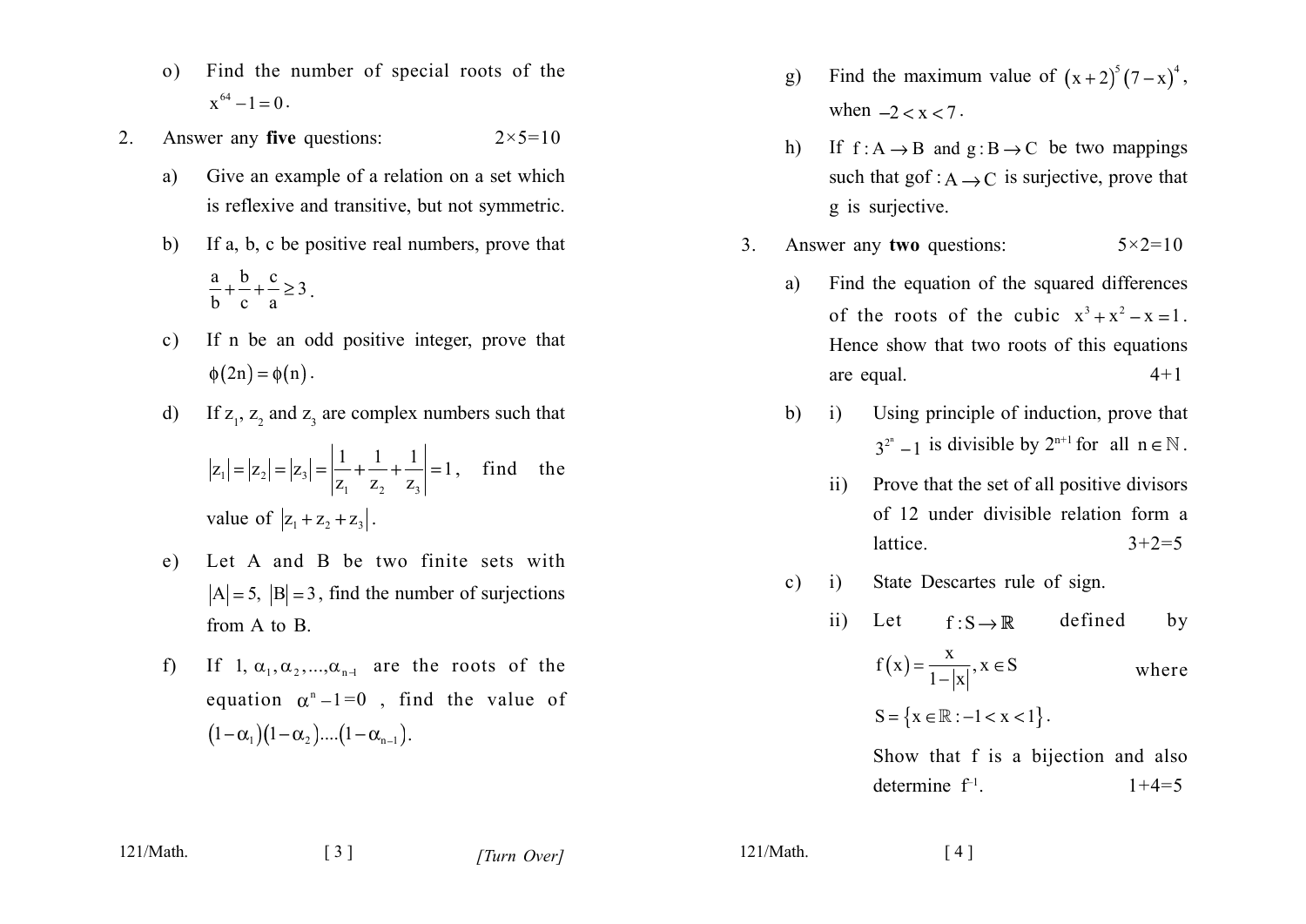o) Find the number of special roots of the $x^{64} - 1 = 0$.

2. Answer any **five** questions: $2\times5=10$

a) Give an example of a relation on a set which is reflexive and transitive, but not symmetric.

b) If a, b, c be positive real numbers, prove that $\frac{a}{b}+\frac{b}{c}+\frac{c}{a}\geq 3$.

c) If n be an odd positive integer, prove that $\phi(2n)=\phi(n)$.

d) If $z_1$, $z_2$ and $z_3$ are complex numbers such that $|z_1|=|z_2|=|z_3|=\left|\frac{1}{z_1}+\frac{1}{z_2}+\frac{1}{z_3}\right|=1$, find the value of $|z_1+z_2+z_3|$.

e) Let A and B be two finite sets with $|A|=5$, $|B|=3$, find the number of surjections from A to B.

f) If $1, \alpha_1, \alpha_2, ..., \alpha_{n-1}$ are the roots of the equation $\alpha^n - 1 = 0$, find the value of $(1-\alpha_1)(1-\alpha_2)....(1-\alpha_{n-1})$.

g) Find the maximum value of $(x+2)^5(7-x)^4$, when $-2<x<7$.

h) If $f: A \to B$ and $g: B \to C$ be two mappings such that $gof: A \to C$ is surjective, prove that g is surjective.

3. Answer any **two** questions: $5\times2=10$

a) Find the equation of the squared differences of the roots of the cubic $x^3+x^2-x=1$. Hence show that two roots of this equations are equal. 4+1

b) i) Using principle of induction, prove that $3^{2^n}-1$ is divisible by $2^{n+1}$ for all $n \in \mathbb{N}$.

ii) Prove that the set of all positive divisors of 12 under divisible relation form a lattice. 3+2=5

c) i) State Descartes rule of sign.

ii) Let $f: S \to \mathbb{R}$ defined by $f(x)=\frac{x}{1-|x|}, x \in S$ where $S=\{x \in \mathbb{R}: -1<x<1\}$.

Show that f is a bijection and also determine $f^{-1}$. 1+4=5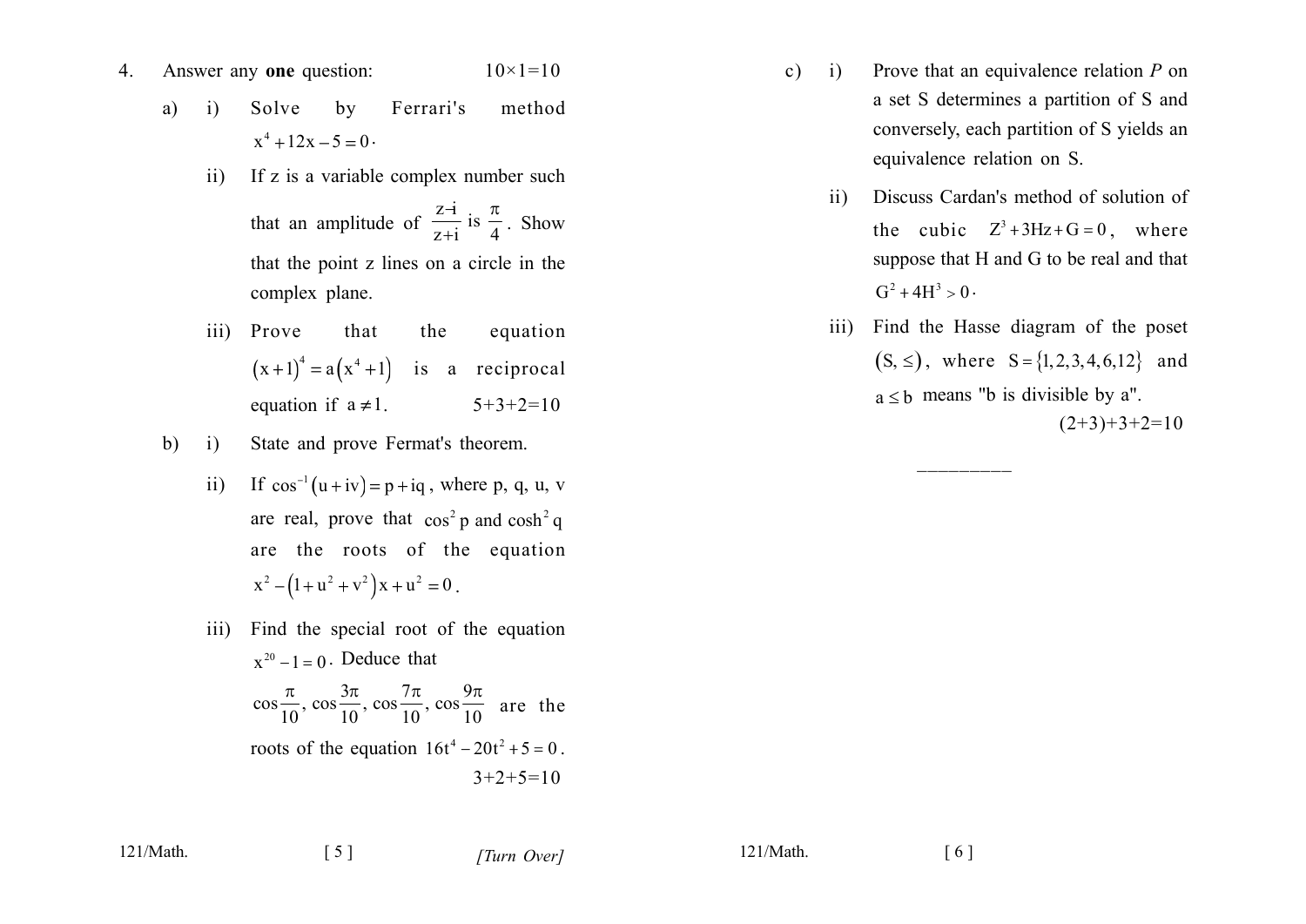4. Answer any **one** question: $10\times1=10$

a) i) Solve by Ferrari's method $x^4+12x-5=0$.

ii) If z is a variable complex number such that an amplitude of $\frac{z-i}{z+i}$ is $\frac{\pi}{4}$. Show that the point z lines on a circle in the complex plane.

iii) Prove that the equation $(x+1)^4=a(x^4+1)$ is a reciprocal equation if $a\neq1$. $5+3+2=10$

b) i) State and prove Fermat's theorem.

ii) If $\cos^{-1}(u+iv)=p+iq$, where p, q, u, v are real, prove that $\cos^2 p$ and $\cosh^2 q$ are the roots of the equation $x^2-(1+u^2+v^2)x+u^2=0$.

iii) Find the special root of the equation $x^{20}-1=0$. Deduce that $\cos\frac{\pi}{10}, \cos\frac{3\pi}{10}, \cos\frac{7\pi}{10}, \cos\frac{9\pi}{10}$ are the roots of the equation $16t^4-20t^2+5=0$. $3+2+5=10$

c) i) Prove that an equivalence relation *P* on a set S determines a partition of S and conversely, each partition of S yields an equivalence relation on S.

ii) Discuss Cardan's method of solution of the cubic $Z^3+3Hz+G=0$, where suppose that H and G to be real and that $G^2+4H^3>0$.

iii) Find the Hasse diagram of the poset $(S,\leq)$, where $S=\{1,2,3,4,6,12\}$ and $a\leq b$ means "b is divisible by a". $(2+3)+3+2=10$

\_\_\_\_\_\_\_\_\_\_